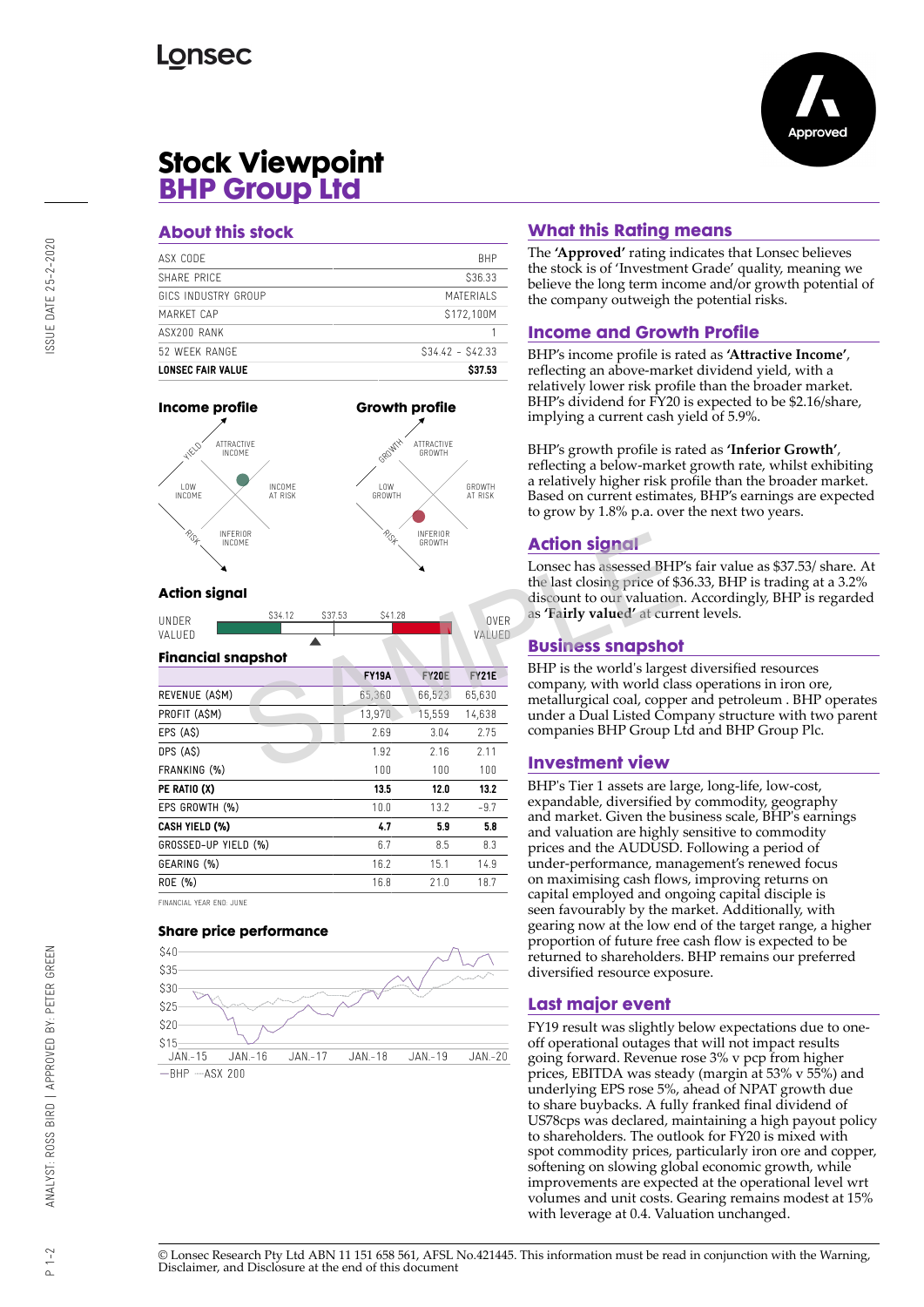# Stock Viewpoint
## BHP Group Ltd

Approved

## About this stock

| | |
|---|---|
| ASX CODE | BHP |
| SHARE PRICE | $36.33 |
| GICS INDUSTRY GROUP | MATERIALS |
| MARKET CAP | $172,100M |
| ASX200 RANK | 1 |
| 52 WEEK RANGE | $34.42 - $42.33 |
| **LONSEC FAIR VALUE** | **$37.53** |

### Income profile

YIELD — ATTRACTIVE INCOME — LOW INCOME — INCOME AT RISK — INFERIOR INCOME — RISK

### Growth profile

GROWTH — ATTRACTIVE GROWTH — LOW GROWTH — GROWTH AT RISK — INFERIOR GROWTH — RISK

### Action signal

UNDER VALUED — $34.12 — $37.53 — $41.28 — OVER VALUED

### Financial snapshot

| | FY19A | FY20E | FY21E |
|---|---|---|---|
| REVENUE (A$M) | 65,360 | 66,523 | 65,630 |
| PROFIT (A$M) | 13,970 | 15,559 | 14,638 |
| EPS (A$) | 2.69 | 3.04 | 2.75 |
| DPS (A$) | 1.92 | 2.16 | 2.11 |
| FRANKING (%) | 100 | 100 | 100 |
| **PE RATIO (X)** | **13.5** | **12.0** | **13.2** |
| EPS GROWTH (%) | 10.0 | 13.2 | -9.7 |
| **CASH YIELD (%)** | **4.7** | **5.9** | **5.8** |
| GROSSED-UP YIELD (%) | 6.7 | 8.5 | 8.3 |
| GEARING (%) | 16.2 | 15.1 | 14.9 |
| ROE (%) | 16.8 | 21.0 | 18.7 |

FINANCIAL YEAR END: JUNE

### Share price performance

$40 — $35 — $30 — $25 — $20 — $15

JAN.-15 — JAN.-16 — JAN.-17 — JAN.-18 — JAN.-19 — JAN.-20

—BHP —ASX 200

## What this Rating means

The **'Approved'** rating indicates that Lonsec believes the stock is of 'Investment Grade' quality, meaning we believe the long term income and/or growth potential of the company outweigh the potential risks.

## Income and Growth Profile

BHP's income profile is rated as **'Attractive Income'**, reflecting an above-market dividend yield, with a relatively lower risk profile than the broader market. BHP's dividend for FY20 is expected to be $2.16/share, implying a current cash yield of 5.9%.

BHP's growth profile is rated as **'Inferior Growth'**, reflecting a below-market growth rate, whilst exhibiting a relatively higher risk profile than the broader market. Based on current estimates, BHP's earnings are expected to grow by 1.8% p.a. over the next two years.

## Action signal

Lonsec has assessed BHP's fair value as $37.53/ share. At the last closing price of $36.33, BHP is trading at a 3.2% discount to our valuation. Accordingly, BHP is regarded as **'Fairly valued'** at current levels.

## Business snapshot

BHP is the world's largest diversified resources company, with world class operations in iron ore, metallurgical coal, copper and petroleum . BHP operates under a Dual Listed Company structure with two parent companies BHP Group Ltd and BHP Group Plc.

## Investment view

BHP's Tier 1 assets are large, long-life, low-cost, expandable, diversified by commodity, geography and market. Given the business scale, BHP's earnings and valuation are highly sensitive to commodity prices and the AUDUSD. Following a period of under-performance, management's renewed focus on maximising cash flows, improving returns on capital employed and ongoing capital disciple is seen favourably by the market. Additionally, with gearing now at the low end of the target range, a higher proportion of future free cash flow is expected to be returned to shareholders. BHP remains our preferred diversified resource exposure.

## Last major event

FY19 result was slightly below expectations due to one-off operational outages that will not impact results going forward. Revenue rose 3% v pcp from higher prices, EBITDA was steady (margin at 53% v 55%) and underlying EPS rose 5%, ahead of NPAT growth due to share buybacks. A fully franked final dividend of US78cps was declared, maintaining a high payout policy to shareholders. The outlook for FY20 is mixed with spot commodity prices, particularly iron ore and copper, softening on slowing global economic growth, while improvements are expected at the operational level wrt volumes and unit costs. Gearing remains modest at 15% with leverage at 0.4. Valuation unchanged.

ISSUE DATE 25-2-2020

ANALYST: ROSS BIRD | APPROVED BY: PETER GREEN

© Lonsec Research Pty Ltd ABN 11 151 658 561, AFSL No.421445. This information must be read in conjunction with the Warning, Disclaimer, and Disclosure at the end of this document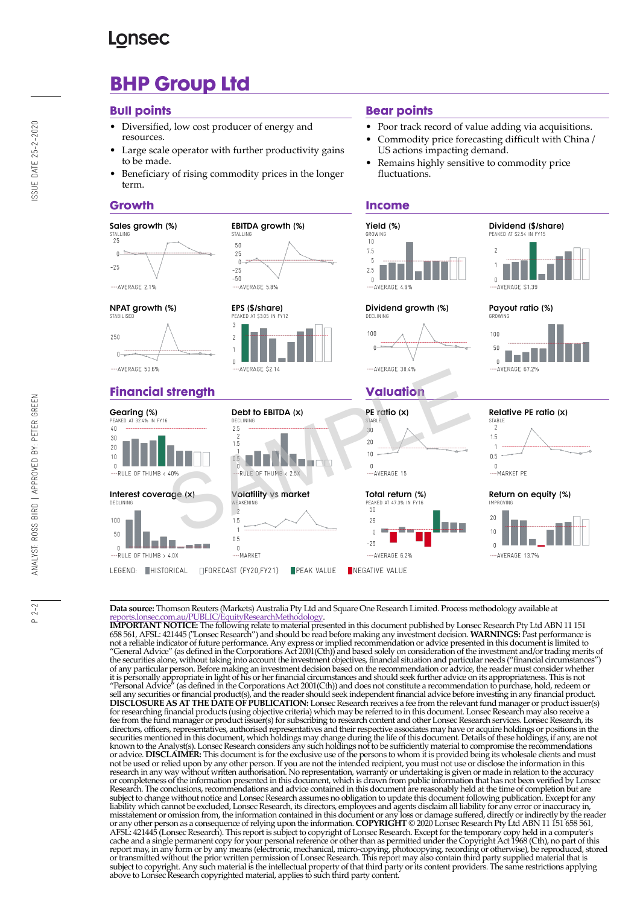Lonsec

# BHP Group Ltd

## Bull points

- Diversified, low cost producer of energy and resources.
- Large scale operator with further productivity gains to be made.
- Beneficiary of rising commodity prices in the longer term.

## Bear points

- Poor track record of value adding via acquisitions.
- Commodity price forecasting difficult with China / US actions impacting demand.
- Remains highly sensitive to commodity price fluctuations.

## Growth

**Sales growth (%)**
STALLING
25
0
-25
AVERAGE 2.1%

**EBITDA growth (%)**
STALLING
50
25
0
-25
-50
AVERAGE 5.8%

**NPAT growth (%)**
STABILISED
250
0
AVERAGE 53.6%

**EPS ($/share)**
PEAKED AT $3.05 IN FY12
3
2
1
0
AVERAGE $2.14

## Income

**Yield (%)**
GROWING
10
7.5
5
2.5
0
AVERAGE 4.9%

**Dividend ($/share)**
PEAKED AT $2.54 IN FY15
2
1
0
AVERAGE $1.39

**Dividend growth (%)**
DECLINING
100
0
AVERAGE 38.4%

**Payout ratio (%)**
GROWING
100
50
0
AVERAGE 67.2%

## Financial strength

**Gearing (%)**
PEAKED AT 32.4% IN FY16
40
30
20
10
0
RULE OF THUMB < 40%

**Debt to EBITDA (x)**
DECLINING
2.5
2
1.5
1
0.5
0
RULE OF THUMB < 2.5X

**Interest coverage (x)**
DECLINING
100
50
0
RULE OF THUMB > 4.0X

**Volatility vs market**
WEAKENING
2
1.5
1
0.5
0
MARKET

## Valuation

**PE ratio (x)**
STABLE
30
20
10
0
AVERAGE 15

**Relative PE ratio (x)**
STABLE
2
1.5
1
0.5
0
MARKET PE

**Total return (%)**
PEAKED AT 47.3% IN FY16
50
25
0
-25
AVERAGE 6.2%

**Return on equity (%)**
IMPROVING
20
10
0
AVERAGE 13.7%

LEGEND: HISTORICAL FORECAST (FY20,FY21) PEAK VALUE NEGATIVE VALUE

**Data source:** Thomson Reuters (Markets) Australia Pty Ltd and Square One Research Limited. Process methodology available at reports.lonsec.com.au/PUBLIC/EquityResearchMethodology.
**IMPORTANT NOTICE:** The following relate to material presented in this document published by Lonsec Research Pty Ltd ABN 11 151 658 561, AFSL: 421445 ("Lonsec Research") and should be read before making any investment decision. **WARNINGS:** Past performance is not a reliable indicator of future performance. Any express or implied recommendation or advice presented in this document is limited to "General Advice" (as defined in the Corporations Act 2001(Cth)) and based solely on consideration of the investment and/or trading merits of the securities alone, without taking into account the investment objectives, financial situation and particular needs ("financial circumstances") of any particular person. Before making an investment decision based on the recommendation or advice, the reader must consider whether it is personally appropriate in light of his or her financial circumstances and should seek further advice on its appropriateness. This is not "Personal Advice" (as defined in the Corporations Act 2001(Cth)) and does not constitute a recommendation to purchase, hold, redeem or sell any securities or financial product(s), and the reader should seek independent financial advice before investing in any financial product. **DISCLOSURE AS AT THE DATE OF PUBLICATION:** Lonsec Research receives a fee from the relevant fund manager or product issuer(s) for researching financial products (using objective criteria) which may be referred to in this document. Lonsec Research may also receive a fee from the fund manager or product issuer(s) for subscribing to research content and other Lonsec Research services. Lonsec Research, its directors, officers, representatives, authorised representatives and their respective associates may have or acquire holdings or positions in the securities mentioned in this document, which holdings may change during the life of this document. Details of these holdings, if any, are not known to the Analyst(s). Lonsec Research considers any such holdings not to be sufficiently material to compromise the recommendations or advice. **DISCLAIMER:** This document is for the exclusive use of the persons to whom it is provided being its wholesale clients and must not be used or relied upon by any other person. If you are not the intended recipient, you must not use or disclose the information in this research in any way without written authorisation. No representation, warranty or undertaking is given or made in relation to the accuracy or completeness of the information presented in this document, which is drawn from public information that has not been verified by Lonsec Research. The conclusions, recommendations and advice contained in this document are reasonably held at the time of completion but are subject to change without notice and Lonsec Research assumes no obligation to update this document following publication. Except for any liability which cannot be excluded, Lonsec Research, its directors, employees and agents disclaim all liability for any error or inaccuracy in, misstatement or omission from, the information contained in this document or any loss or damage suffered, directly or indirectly by the reader or any other person as a consequence of relying upon the information. **COPYRIGHT** © 2020 Lonsec Research Pty Ltd ABN 11 151 658 561, AFSL: 421445 (Lonsec Research). This report is subject to copyright of Lonsec Research. Except for the temporary copy held in a computer's cache and a single permanent copy for your personal reference or other than as permitted under the Copyright Act 1968 (Cth), no part of this report may, in any form or by any means (electronic, mechanical, micro-copying, photocopying, recording or otherwise), be reproduced, stored or transmitted without the prior written permission of Lonsec Research. This report may also contain third party supplied material that is subject to copyright. Any such material is the intellectual property of that third party or its content providers. The same restrictions applying above to Lonsec Research copyrighted material, applies to such third party content.

ISSUE DATE 25-2-2020

ANALYST: ROSS BIRD | APPROVED BY: PETER GREEN